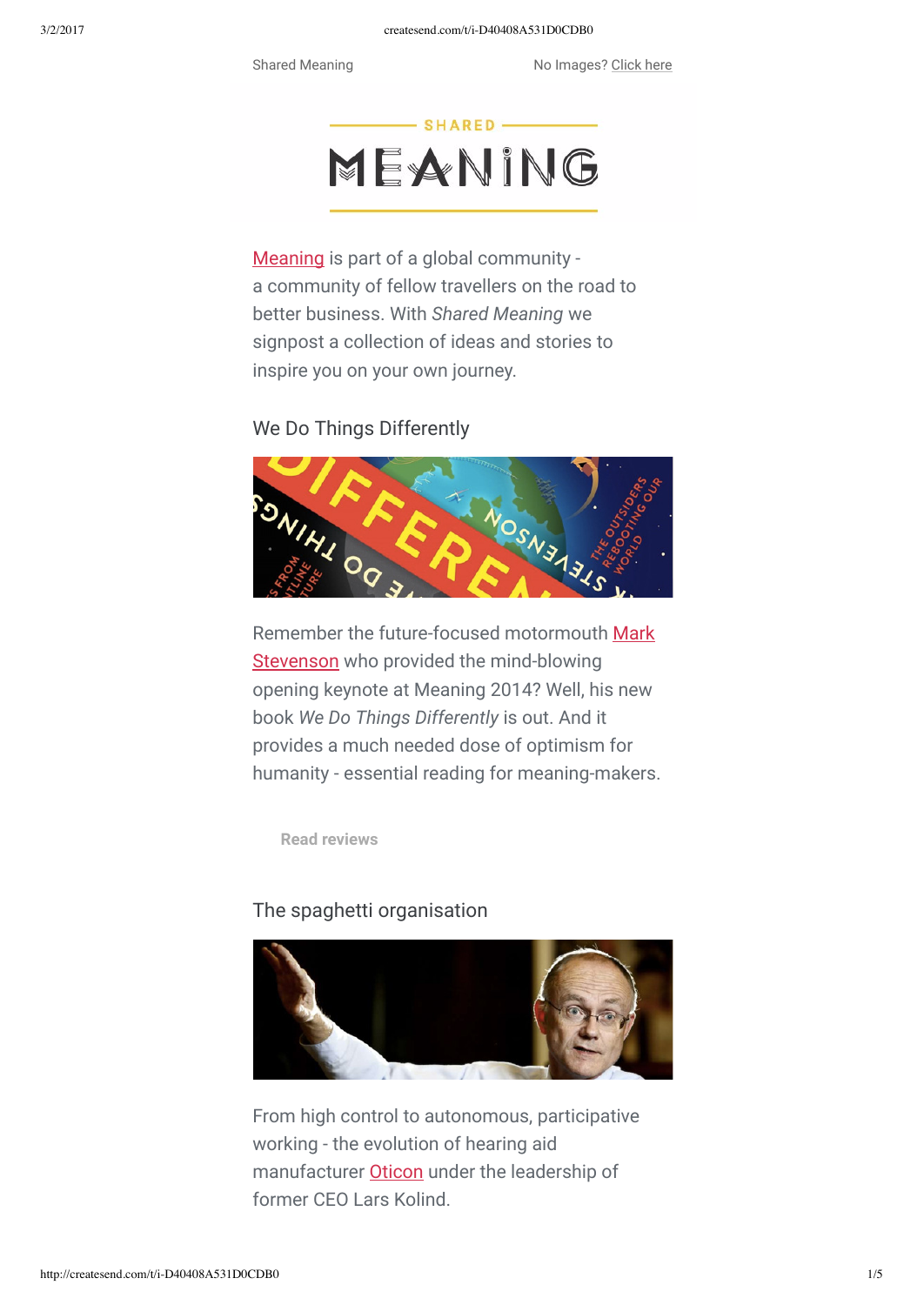Shared Meaning

No Images? Click here

# SHARED MEANING

Meaning is part of a global community - a community of fellow travellers on the road to better business. With *Shared Meaning* we signpost a collection of ideas and stories to inspire you on your own journey.

## We Do Things Differently

Remember the future-focused motormouth Mark Stevenson who provided the mind-blowing opening keynote at Meaning 2014? Well, his new book *We Do Things Differently* is out. And it provides a much needed dose of optimism for humanity - essential reading for meaning-makers.

**Read reviews**

## The spaghetti organisation

From high control to autonomous, participative working - the evolution of hearing aid manufacturer Oticon under the leadership of former CEO Lars Kolind.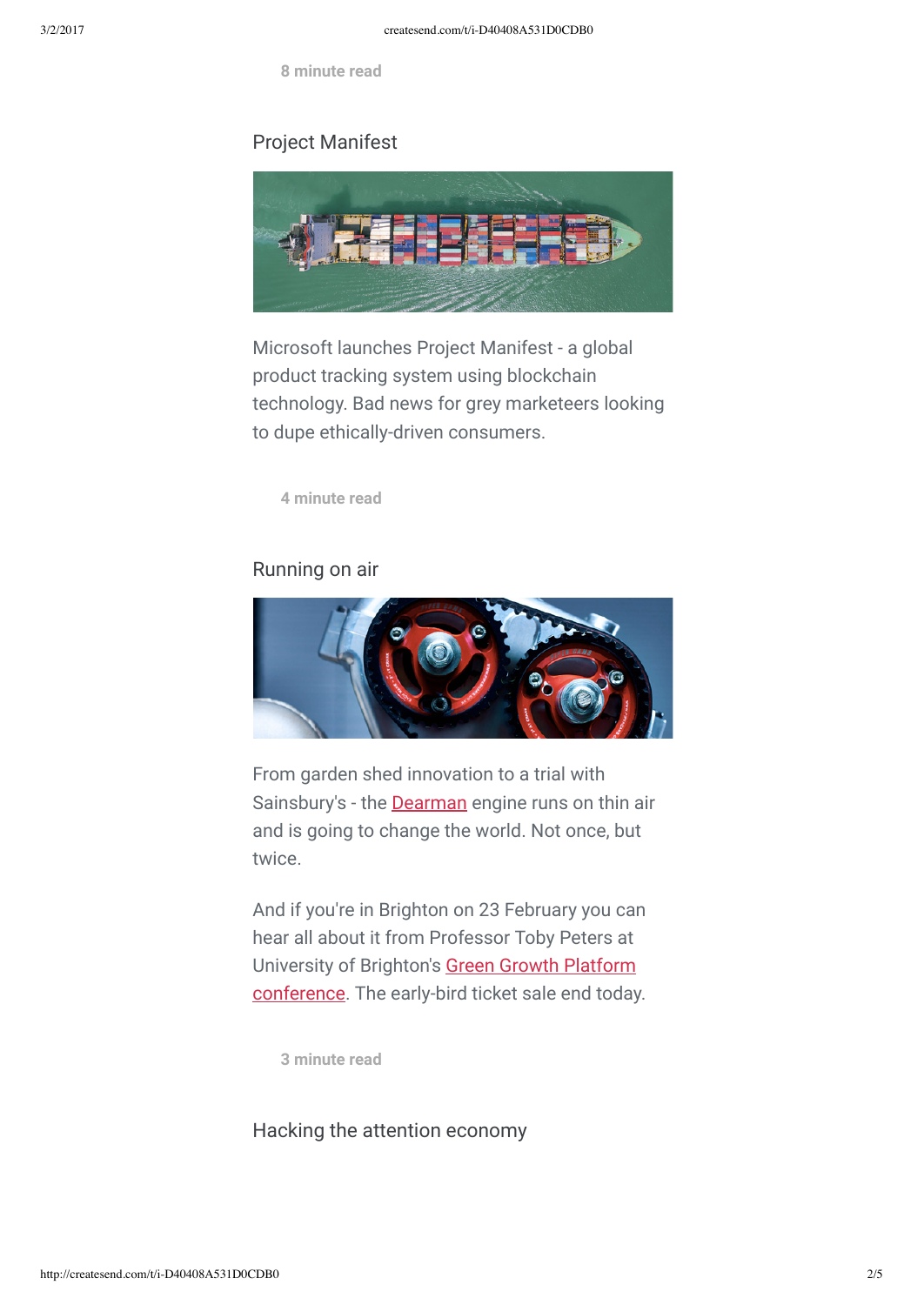8 minute read

## Project Manifest

Microsoft launches Project Manifest - a global product tracking system using blockchain technology. Bad news for grey marketeers looking to dupe ethically-driven consumers.

4 minute read

## Running on air

From garden shed innovation to a trial with Sainsbury's - the Dearman engine runs on thin air and is going to change the world. Not once, but twice.

And if you're in Brighton on 23 February you can hear all about it from Professor Toby Peters at University of Brighton's Green Growth Platform conference. The early-bird ticket sale end today.

3 minute read

## Hacking the attention economy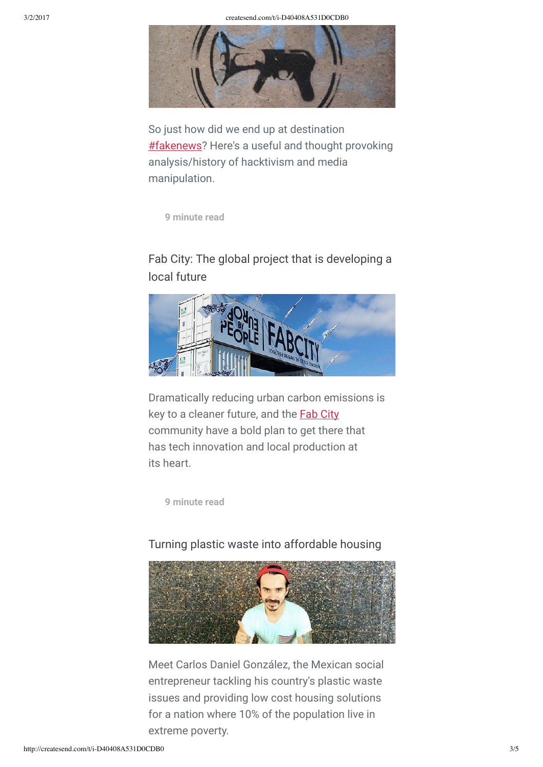So just how did we end up at destination #fakenews? Here's a useful and thought provoking analysis/history of hacktivism and media manipulation.

9 minute read

## Fab City: The global project that is developing a local future

Dramatically reducing urban carbon emissions is key to a cleaner future, and the Fab City community have a bold plan to get there that has tech innovation and local production at its heart.

9 minute read

## Turning plastic waste into affordable housing

Meet Carlos Daniel González, the Mexican social entrepreneur tackling his country's plastic waste issues and providing low cost housing solutions for a nation where 10% of the population live in extreme poverty.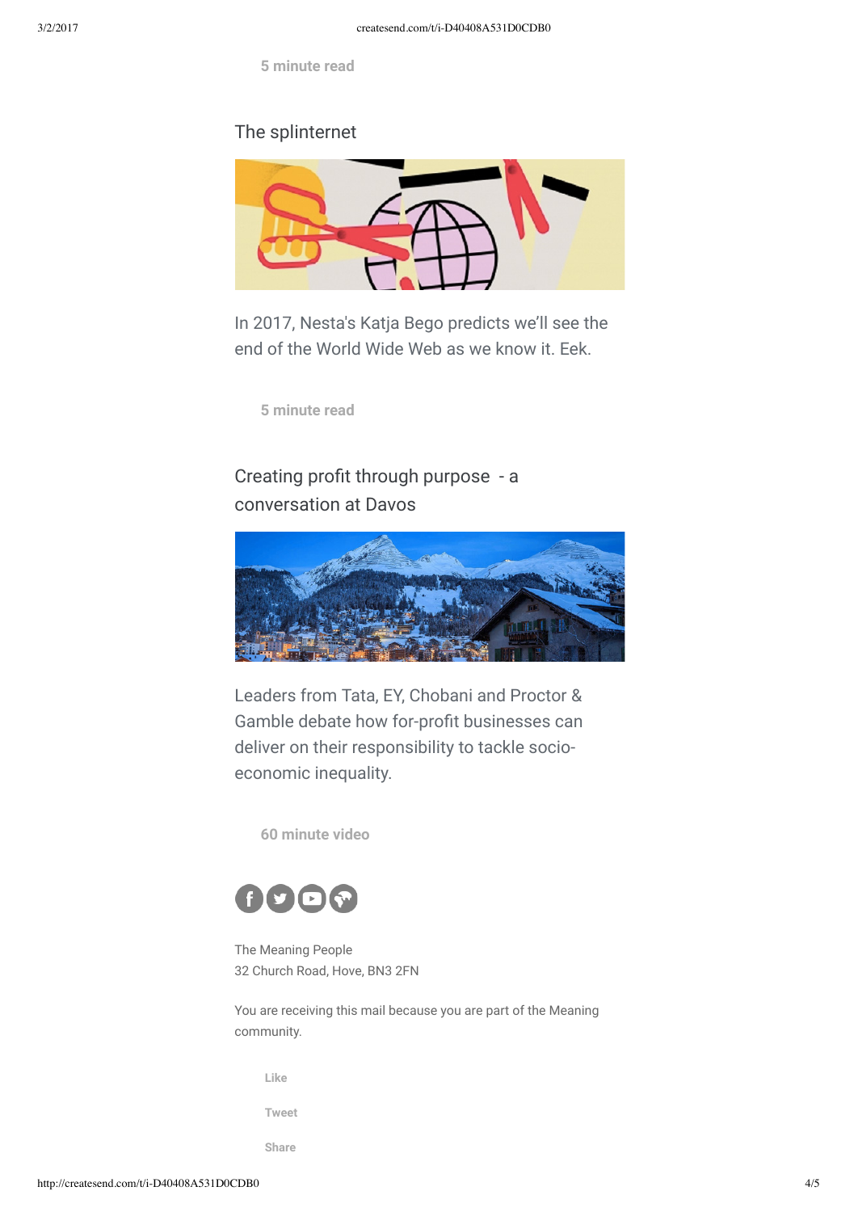5 minute read

## The splinternet

In 2017, Nesta's Katja Bego predicts we'll see the end of the World Wide Web as we know it. Eek.

5 minute read

## Creating profit through purpose - a conversation at Davos

Leaders from Tata, EY, Chobani and Proctor & Gamble debate how for-profit businesses can deliver on their responsibility to tackle socio-economic inequality.

60 minute video

The Meaning People
32 Church Road, Hove, BN3 2FN

You are receiving this mail because you are part of the Meaning community.

Like

Tweet

Share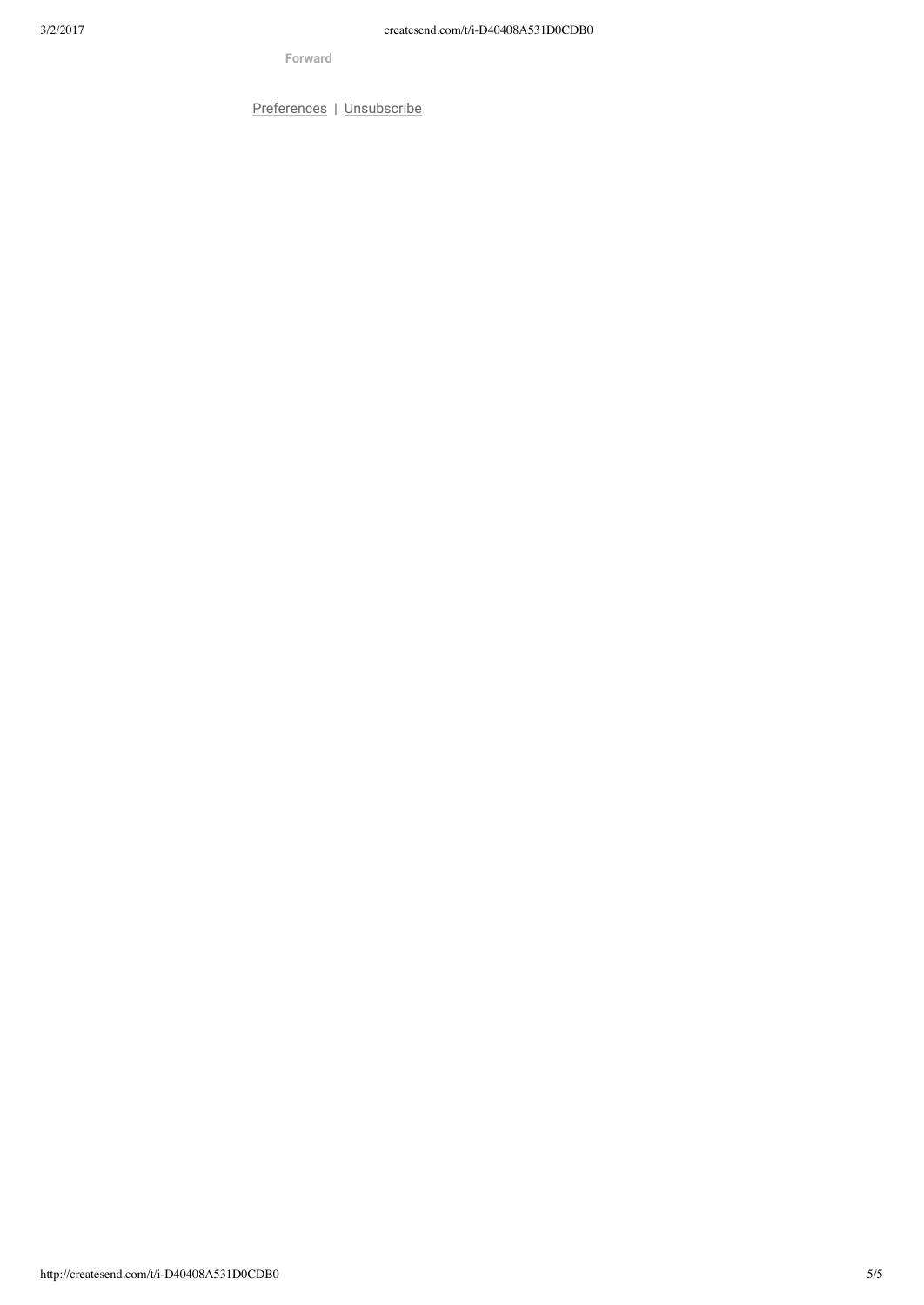Forward

Preferences | Unsubscribe